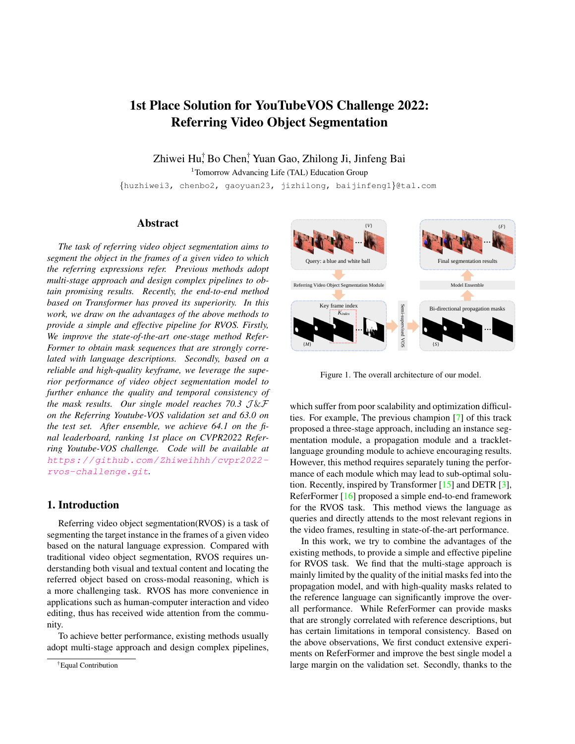# 1st Place Solution for YouTubeVOS Challenge 2022: Referring Video Object Segmentation

Zhiwei Hu[†], Bo Chen[†], Yuan Gao, Zhilong Ji, Jinfeng Bai

[1]Tomorrow Advancing Life (TAL) Education Group

{huzhiwei3, chenbo2, gaoyuan23, jizhilong, baijinfeng1}@tal.com

## Abstract

*The task of referring video object segmentation aims to segment the object in the frames of a given video to which the referring expressions refer. Previous methods adopt multi-stage approach and design complex pipelines to obtain promising results. Recently, the end-to-end method based on Transformer has proved its superiority. In this work, we draw on the advantages of the above methods to provide a simple and effective pipeline for RVOS. Firstly, We improve the state-of-the-art one-stage method ReferFormer to obtain mask sequences that are strongly correlated with language descriptions. Secondly, based on a reliable and high-quality keyframe, we leverage the superior performance of video object segmentation model to further enhance the quality and temporal consistency of the mask results. Our single model reaches 70.3 $\mathcal{J}\&\mathcal{F}$ on the Referring Youtube-VOS validation set and 63.0 on the test set. After ensemble, we achieve 64.1 on the final leaderboard, ranking 1st place on CVPR2022 Referring Youtube-VOS challenge. Code will be available at https://github.com/Zhiweihhh/cvpr2022-rvos-challenge.git.*

## 1. Introduction

Referring video object segmentation(RVOS) is a task of segmenting the target instance in the frames of a given video based on the natural language expression. Compared with traditional video object segmentation, RVOS requires understanding both visual and textual content and locating the referred object based on cross-modal reasoning, which is a more challenging task. RVOS has more convenience in applications such as human-computer interaction and video editing, thus has received wide attention from the community.

To achieve better performance, existing methods usually adopt multi-stage approach and design complex pipelines, which suffer from poor scalability and optimization difficulties. For example, The previous champion [7] of this track proposed a three-stage approach, including an instance segmentation module, a propagation module and a tracklet-language grounding module to achieve encouraging results. However, this method requires separately tuning the performance of each module which may lead to sub-optimal solution. Recently, inspired by Transformer [15] and DETR [3], ReferFormer [16] proposed a simple end-to-end framework for the RVOS task. This method views the language as queries and directly attends to the most relevant regions in the video frames, resulting in state-of-the-art performance.

In this work, we try to combine the advantages of the existing methods, to provide a simple and effective pipeline for RVOS task. We find that the multi-stage approach is mainly limited by the quality of the initial masks fed into the propagation model, and with high-quality masks related to the reference language can significantly improve the overall performance. While ReferFormer can provide masks that are strongly correlated with reference descriptions, but has certain limitations in temporal consistency. Based on the above observations, We first conduct extensive experiments on ReferFormer and improve the best single model a large margin on the validation set. Secondly, thanks to the

Figure 1. The overall architecture of our model.

[†]Equal Contribution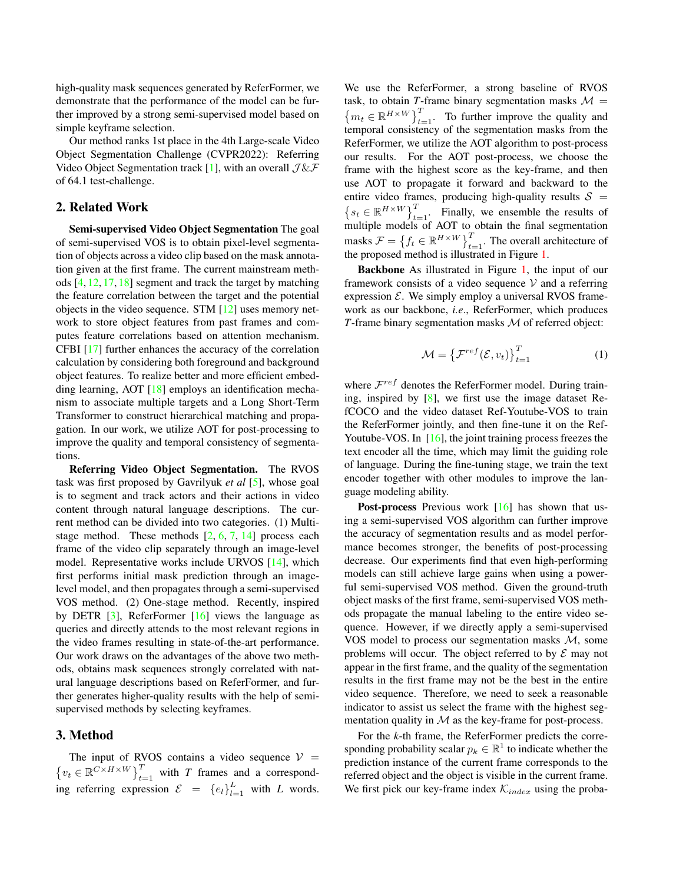high-quality mask sequences generated by ReferFormer, we demonstrate that the performance of the model can be further improved by a strong semi-supervised model based on simple keyframe selection.

Our method ranks 1st place in the 4th Large-scale Video Object Segmentation Challenge (CVPR2022): Referring Video Object Segmentation track [1], with an overall $\mathcal{J}\&\mathcal{F}$ of 64.1 test-challenge.

## 2. Related Work

**Semi-supervised Video Object Segmentation** The goal of semi-supervised VOS is to obtain pixel-level segmentation of objects across a video clip based on the mask annotation given at the first frame. The current mainstream methods [4, 12, 17, 18] segment and track the target by matching the feature correlation between the target and the potential objects in the video sequence. STM [12] uses memory network to store object features from past frames and computes feature correlations based on attention mechanism. CFBI [17] further enhances the accuracy of the correlation calculation by considering both foreground and background object features. To realize better and more efficient embedding learning, AOT [18] employs an identification mechanism to associate multiple targets and a Long Short-Term Transformer to construct hierarchical matching and propagation. In our work, we utilize AOT for post-processing to improve the quality and temporal consistency of segmentations.

**Referring Video Object Segmentation.** The RVOS task was first proposed by Gavrilyuk *et al* [5], whose goal is to segment and track actors and their actions in video content through natural language descriptions. The current method can be divided into two categories. (1) Multi-stage method. These methods [2, 6, 7, 14] process each frame of the video clip separately through an image-level model. Representative works include URVOS [14], which first performs initial mask prediction through an image-level model, and then propagates through a semi-supervised VOS method. (2) One-stage method. Recently, inspired by DETR [3], ReferFormer [16] views the language as queries and directly attends to the most relevant regions in the video frames resulting in state-of-the-art performance. Our work draws on the advantages of the above two methods, obtains mask sequences strongly correlated with natural language descriptions based on ReferFormer, and further generates higher-quality results with the help of semi-supervised methods by selecting keyframes.

## 3. Method

The input of RVOS contains a video sequence $\mathcal{V} = \left\{v_t \in \mathbb{R}^{C\times H\times W}\right\}_{t=1}^{T}$ with $T$ frames and a corresponding referring expression $\mathcal{E} = \{e_l\}_{l=1}^{L}$ with $L$ words. We use the ReferFormer, a strong baseline of RVOS task, to obtain $T$-frame binary segmentation masks $\mathcal{M} = \left\{m_t \in \mathbb{R}^{H\times W}\right\}_{t=1}^{T}$. To further improve the quality and temporal consistency of the segmentation masks from the ReferFormer, we utilize the AOT algorithm to post-process our results. For the AOT post-process, we choose the frame with the highest score as the key-frame, and then use AOT to propagate it forward and backward to the entire video frames, producing high-quality results $\mathcal{S} = \left\{s_t \in \mathbb{R}^{H\times W}\right\}_{t=1}^{T}$. Finally, we ensemble the results of multiple models of AOT to obtain the final segmentation masks $\mathcal{F} = \left\{f_t \in \mathbb{R}^{H\times W}\right\}_{t=1}^{T}$. The overall architecture of the proposed method is illustrated in Figure 1.

**Backbone** As illustrated in Figure 1, the input of our framework consists of a video sequence $\mathcal{V}$ and a referring expression $\mathcal{E}$. We simply employ a universal RVOS framework as our backbone, *i.e*., ReferFormer, which produces $T$-frame binary segmentation masks $\mathcal{M}$ of referred object:

$$\mathcal{M} = \left\{\mathcal{F}^{ref}(\mathcal{E}, v_t)\right\}_{t=1}^{T} \tag{1}$$

where $\mathcal{F}^{ref}$ denotes the ReferFormer model. During training, inspired by [8], we first use the image dataset RefCOCO and the video dataset Ref-Youtube-VOS to train the ReferFormer jointly, and then fine-tune it on the Ref-Youtube-VOS. In [16], the joint training process freezes the text encoder all the time, which may limit the guiding role of language. During the fine-tuning stage, we train the text encoder together with other modules to improve the language modeling ability.

**Post-process** Previous work [16] has shown that using a semi-supervised VOS algorithm can further improve the accuracy of segmentation results and as model performance becomes stronger, the benefits of post-processing decrease. Our experiments find that even high-performing models can still achieve large gains when using a powerful semi-supervised VOS method. Given the ground-truth object masks of the first frame, semi-supervised VOS methods propagate the manual labeling to the entire video sequence. However, if we directly apply a semi-supervised VOS model to process our segmentation masks $\mathcal{M}$, some problems will occur. The object referred to by $\mathcal{E}$ may not appear in the first frame, and the quality of the segmentation results in the first frame may not be the best in the entire video sequence. Therefore, we need to seek a reasonable indicator to assist us select the frame with the highest segmentation quality in $\mathcal{M}$ as the key-frame for post-process.

For the $k$-th frame, the ReferFormer predicts the corresponding probability scalar $p_k \in \mathbb{R}^1$ to indicate whether the prediction instance of the current frame corresponds to the referred object and the object is visible in the current frame. We first pick our key-frame index $\mathcal{K}_{index}$ using the proba-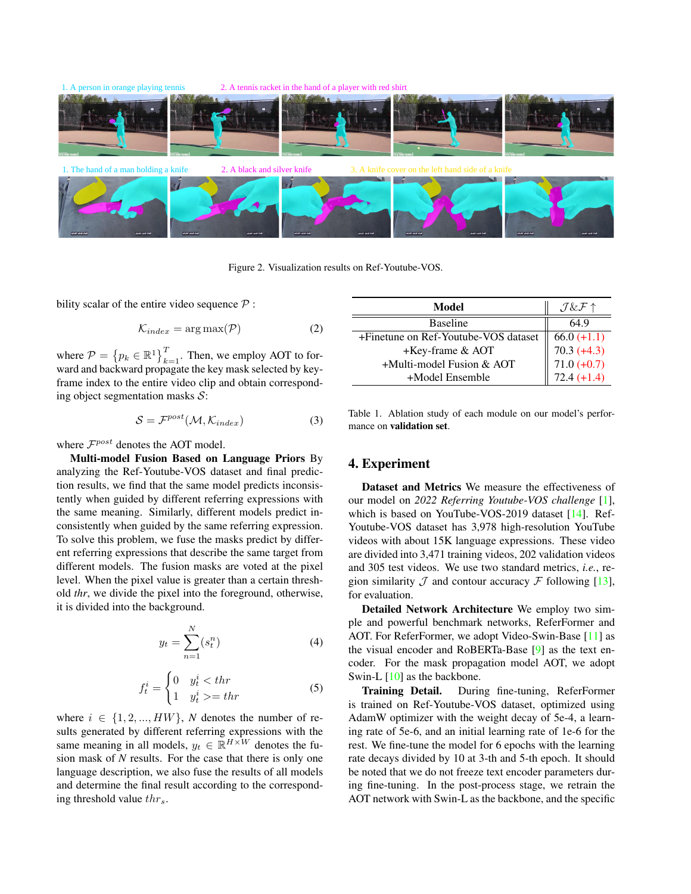1. A person in orange playing tennis 2. A tennis racket in the hand of a player with red shirt

1. The hand of a man holding a knife 2. A black and silver knife 3. A knife cover on the left hand side of a knife

Figure 2. Visualization results on Ref-Youtube-VOS.

bility scalar of the entire video sequence $\mathcal{P}$ :

$$\mathcal{K}_{index} = \arg\max(\mathcal{P}) \tag{2}$$

where $\mathcal{P} = \left\{p_k \in \mathbb{R}^1\right\}_{k=1}^{T}$. Then, we employ AOT to forward and backward propagate the key mask selected by keyframe index to the entire video clip and obtain corresponding object segmentation masks $\mathcal{S}$:

$$\mathcal{S} = \mathcal{F}^{post}(\mathcal{M}, \mathcal{K}_{index}) \tag{3}$$

where $\mathcal{F}^{post}$ denotes the AOT model.

**Multi-model Fusion Based on Language Priors** By analyzing the Ref-Youtube-VOS dataset and final prediction results, we find that the same model predicts inconsistently when guided by different referring expressions with the same meaning. Similarly, different models predict inconsistently when guided by the same referring expression. To solve this problem, we fuse the masks predict by different referring expressions that describe the same target from different models. The fusion masks are voted at the pixel level. When the pixel value is greater than a certain threshold *thr*, we divide the pixel into the foreground, otherwise, it is divided into the background.

$$y_t = \sum_{n=1}^{N} (s_t^n) \tag{4}$$

$$f_t^i = \begin{cases} 0 & y_t^i < thr \\ 1 & y_t^i >= thr \end{cases} \tag{5}$$

where $i \in \{1, 2, ..., HW\}$, $N$ denotes the number of results generated by different referring expressions with the same meaning in all models, $y_t \in \mathbb{R}^{H\times W}$ denotes the fusion mask of $N$ results. For the case that there is only one language description, we also fuse the results of all models and determine the final result according to the corresponding threshold value $thr_s$.

| Model | $\mathcal{J}\&\mathcal{F}\uparrow$ |
|---|---|
| Baseline | 64.9 |
| +Finetune on Ref-Youtube-VOS dataset | 66.0 (+1.1) |
| +Key-frame & AOT | 70.3 (+4.3) |
| +Multi-model Fusion & AOT | 71.0 (+0.7) |
| +Model Ensemble | 72.4 (+1.4) |

Table 1. Ablation study of each module on our model's performance on **validation set**.

## 4. Experiment

**Dataset and Metrics** We measure the effectiveness of our model on *2022 Referring Youtube-VOS challenge* [1], which is based on YouTube-VOS-2019 dataset [14]. Ref-Youtube-VOS dataset has 3,978 high-resolution YouTube videos with about 15K language expressions. These video are divided into 3,471 training videos, 202 validation videos and 305 test videos. We use two standard metrics, *i.e.*, region similarity $\mathcal{J}$ and contour accuracy $\mathcal{F}$ following [13], for evaluation.

**Detailed Network Architecture** We employ two simple and powerful benchmark networks, ReferFormer and AOT. For ReferFormer, we adopt Video-Swin-Base [11] as the visual encoder and RoBERTa-Base [9] as the text encoder. For the mask propagation model AOT, we adopt Swin-L [10] as the backbone.

**Training Detail.** During fine-tuning, ReferFormer is trained on Ref-Youtube-VOS dataset, optimized using AdamW optimizer with the weight decay of 5e-4, a learning rate of 5e-6, and an initial learning rate of 1e-6 for the rest. We fine-tune the model for 6 epochs with the learning rate decays divided by 10 at 3-th and 5-th epoch. It should be noted that we do not freeze text encoder parameters during fine-tuning. In the post-process stage, we retrain the AOT network with Swin-L as the backbone, and the specific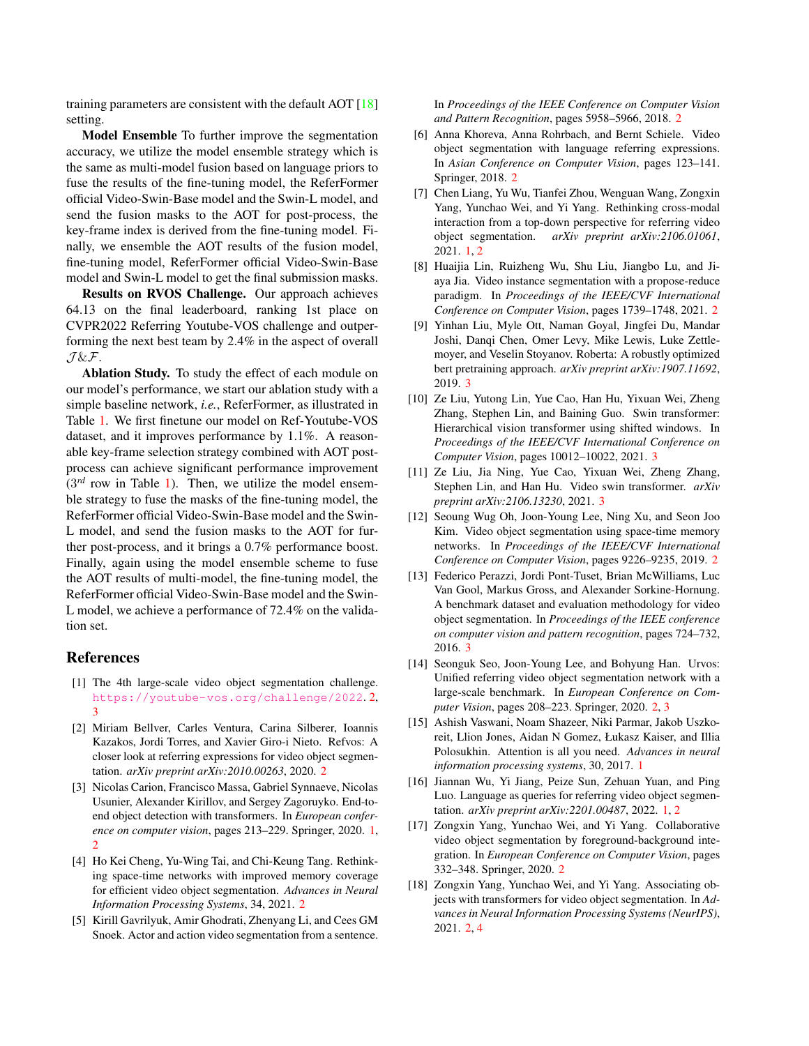training parameters are consistent with the default AOT [18] setting.

**Model Ensemble** To further improve the segmentation accuracy, we utilize the model ensemble strategy which is the same as multi-model fusion based on language priors to fuse the results of the fine-tuning model, the ReferFormer official Video-Swin-Base model and the Swin-L model, and send the fusion masks to the AOT for post-process, the key-frame index is derived from the fine-tuning model. Finally, we ensemble the AOT results of the fusion model, fine-tuning model, ReferFormer official Video-Swin-Base model and Swin-L model to get the final submission masks.

**Results on RVOS Challenge.** Our approach achieves 64.13 on the final leaderboard, ranking 1st place on CVPR2022 Referring Youtube-VOS challenge and outperforming the next best team by 2.4% in the aspect of overall $\mathcal{J}\&\mathcal{F}$.

**Ablation Study.** To study the effect of each module on our model's performance, we start our ablation study with a simple baseline network, *i.e.*, ReferFormer, as illustrated in Table 1. We first finetune our model on Ref-Youtube-VOS dataset, and it improves performance by 1.1%. A reasonable key-frame selection strategy combined with AOT post-process can achieve significant performance improvement ($3^{rd}$ row in Table 1). Then, we utilize the model ensemble strategy to fuse the masks of the fine-tuning model, the ReferFormer official Video-Swin-Base model and the Swin-L model, and send the fusion masks to the AOT for further post-process, and it brings a 0.7% performance boost. Finally, again using the model ensemble scheme to fuse the AOT results of multi-model, the fine-tuning model, the ReferFormer official Video-Swin-Base model and the Swin-L model, we achieve a performance of 72.4% on the validation set.

## References

[1] The 4th large-scale video object segmentation challenge. https://youtube-vos.org/challenge/2022. 2, 3

[2] Miriam Bellver, Carles Ventura, Carina Silberer, Ioannis Kazakos, Jordi Torres, and Xavier Giro-i Nieto. Refvos: A closer look at referring expressions for video object segmentation. *arXiv preprint arXiv:2010.00263*, 2020. 2

[3] Nicolas Carion, Francisco Massa, Gabriel Synnaeve, Nicolas Usunier, Alexander Kirillov, and Sergey Zagoruyko. End-to-end object detection with transformers. In *European conference on computer vision*, pages 213–229. Springer, 2020. 1, 2

[4] Ho Kei Cheng, Yu-Wing Tai, and Chi-Keung Tang. Rethinking space-time networks with improved memory coverage for efficient video object segmentation. *Advances in Neural Information Processing Systems*, 34, 2021. 2

[5] Kirill Gavrilyuk, Amir Ghodrati, Zhenyang Li, and Cees GM Snoek. Actor and action video segmentation from a sentence. In *Proceedings of the IEEE Conference on Computer Vision and Pattern Recognition*, pages 5958–5966, 2018. 2

[6] Anna Khoreva, Anna Rohrbach, and Bernt Schiele. Video object segmentation with language referring expressions. In *Asian Conference on Computer Vision*, pages 123–141. Springer, 2018. 2

[7] Chen Liang, Yu Wu, Tianfei Zhou, Wenguan Wang, Zongxin Yang, Yunchao Wei, and Yi Yang. Rethinking cross-modal interaction from a top-down perspective for referring video object segmentation. *arXiv preprint arXiv:2106.01061*, 2021. 1, 2

[8] Huaijia Lin, Ruizheng Wu, Shu Liu, Jiangbo Lu, and Jiaya Jia. Video instance segmentation with a propose-reduce paradigm. In *Proceedings of the IEEE/CVF International Conference on Computer Vision*, pages 1739–1748, 2021. 2

[9] Yinhan Liu, Myle Ott, Naman Goyal, Jingfei Du, Mandar Joshi, Danqi Chen, Omer Levy, Mike Lewis, Luke Zettlemoyer, and Veselin Stoyanov. Roberta: A robustly optimized bert pretraining approach. *arXiv preprint arXiv:1907.11692*, 2019. 3

[10] Ze Liu, Yutong Lin, Yue Cao, Han Hu, Yixuan Wei, Zheng Zhang, Stephen Lin, and Baining Guo. Swin transformer: Hierarchical vision transformer using shifted windows. In *Proceedings of the IEEE/CVF International Conference on Computer Vision*, pages 10012–10022, 2021. 3

[11] Ze Liu, Jia Ning, Yue Cao, Yixuan Wei, Zheng Zhang, Stephen Lin, and Han Hu. Video swin transformer. *arXiv preprint arXiv:2106.13230*, 2021. 3

[12] Seoung Wug Oh, Joon-Young Lee, Ning Xu, and Seon Joo Kim. Video object segmentation using space-time memory networks. In *Proceedings of the IEEE/CVF International Conference on Computer Vision*, pages 9226–9235, 2019. 2

[13] Federico Perazzi, Jordi Pont-Tuset, Brian McWilliams, Luc Van Gool, Markus Gross, and Alexander Sorkine-Hornung. A benchmark dataset and evaluation methodology for video object segmentation. In *Proceedings of the IEEE conference on computer vision and pattern recognition*, pages 724–732, 2016. 3

[14] Seonguk Seo, Joon-Young Lee, and Bohyung Han. Urvos: Unified referring video object segmentation network with a large-scale benchmark. In *European Conference on Computer Vision*, pages 208–223. Springer, 2020. 2, 3

[15] Ashish Vaswani, Noam Shazeer, Niki Parmar, Jakob Uszkoreit, Llion Jones, Aidan N Gomez, Łukasz Kaiser, and Illia Polosukhin. Attention is all you need. *Advances in neural information processing systems*, 30, 2017. 1

[16] Jiannan Wu, Yi Jiang, Peize Sun, Zehuan Yuan, and Ping Luo. Language as queries for referring video object segmentation. *arXiv preprint arXiv:2201.00487*, 2022. 1, 2

[17] Zongxin Yang, Yunchao Wei, and Yi Yang. Collaborative video object segmentation by foreground-background integration. In *European Conference on Computer Vision*, pages 332–348. Springer, 2020. 2

[18] Zongxin Yang, Yunchao Wei, and Yi Yang. Associating objects with transformers for video object segmentation. In *Advances in Neural Information Processing Systems (NeurIPS)*, 2021. 2, 4